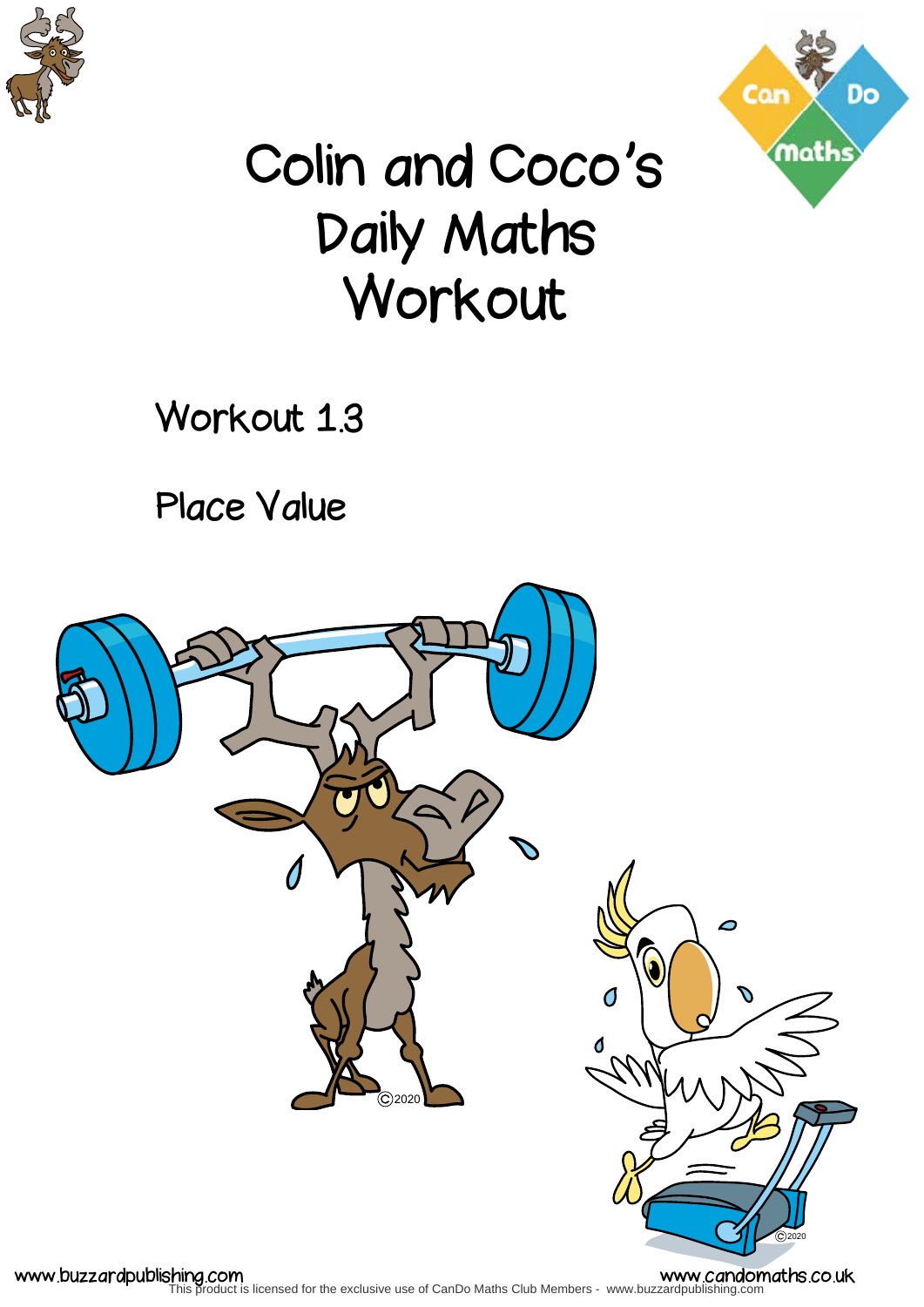# Colin and Coco's Daily Maths Workout

## Workout 1.3

## Place Value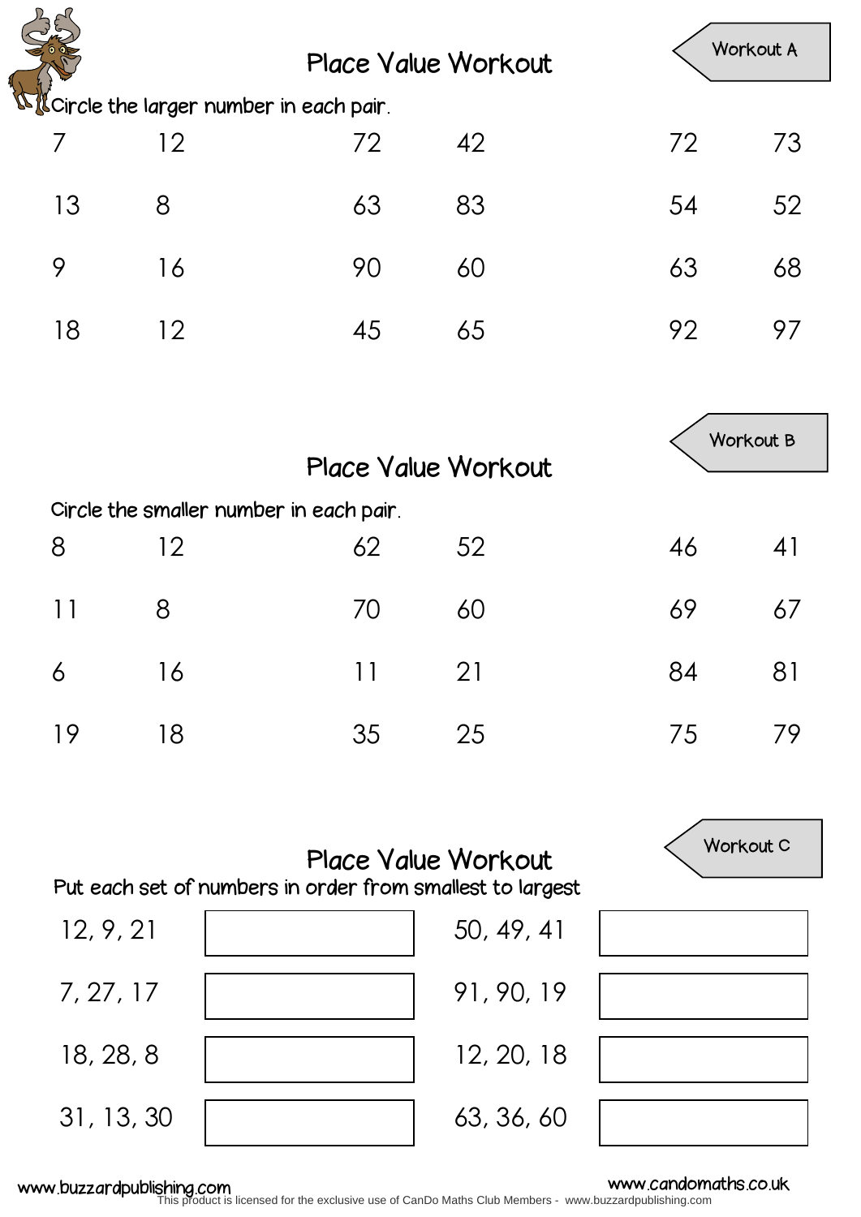## Place Value Workout

Workout A

Circle the larger number in each pair.

| | | | | | |
|---|---|---|---|---|---|
| 7 | 12 | 72 | 42 | 72 | 73 |
| 13 | 8 | 63 | 83 | 54 | 52 |
| 9 | 16 | 90 | 60 | 63 | 68 |
| 18 | 12 | 45 | 65 | 92 | 97 |

## Place Value Workout

Workout B

Circle the smaller number in each pair.

| | | | | | |
|---|---|---|---|---|---|
| 8 | 12 | 62 | 52 | 46 | 41 |
| 11 | 8 | 70 | 60 | 69 | 67 |
| 6 | 16 | 11 | 21 | 84 | 81 |
| 19 | 18 | 35 | 25 | 75 | 79 |

## Place Value Workout

Workout C

Put each set of numbers in order from smallest to largest

| | | | |
|---|---|---|---|
| 12, 9, 21 | | 50, 49, 41 | |
| 7, 27, 17 | | 91, 90, 19 | |
| 18, 28, 8 | | 12, 20, 18 | |
| 31, 13, 30 | | 63, 36, 60 | |

www.buzzardpublishing.com www.candomaths.co.uk

This product is licensed for the exclusive use of CanDo Maths Club Members - www.buzzardpublishing.com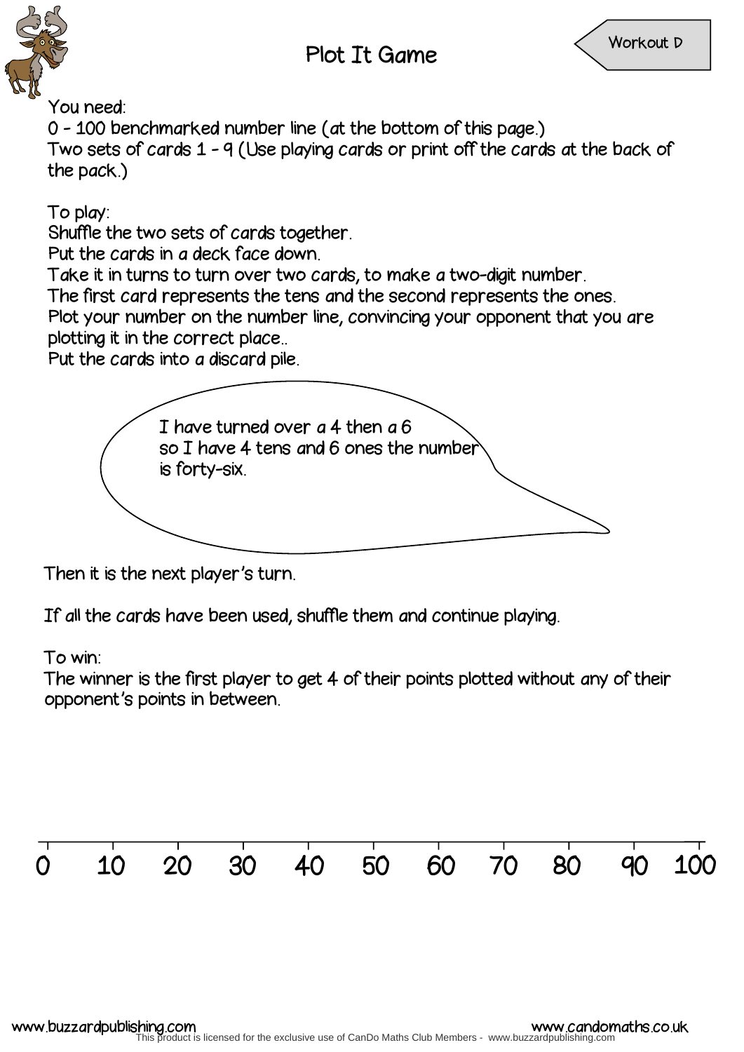# Plot It Game

Workout D

You need:
0 - 100 benchmarked number line (at the bottom of this page.)
Two sets of cards 1 - 9 (Use playing cards or print off the cards at the back of the pack.)

To play:
Shuffle the two sets of cards together.
Put the cards in a deck face down.
Take it in turns to turn over two cards, to make a two-digit number.
The first card represents the tens and the second represents the ones.
Plot your number on the number line, convincing your opponent that you are plotting it in the correct place..
Put the cards into a discard pile.

> I have turned over a 4 then a 6 so I have 4 tens and 6 ones the number is forty-six.

Then it is the next player's turn.

If all the cards have been used, shuffle them and continue playing.

To win:
The winner is the first player to get 4 of their points plotted without any of their opponent's points in between.

0 10 20 30 40 50 60 70 80 90 100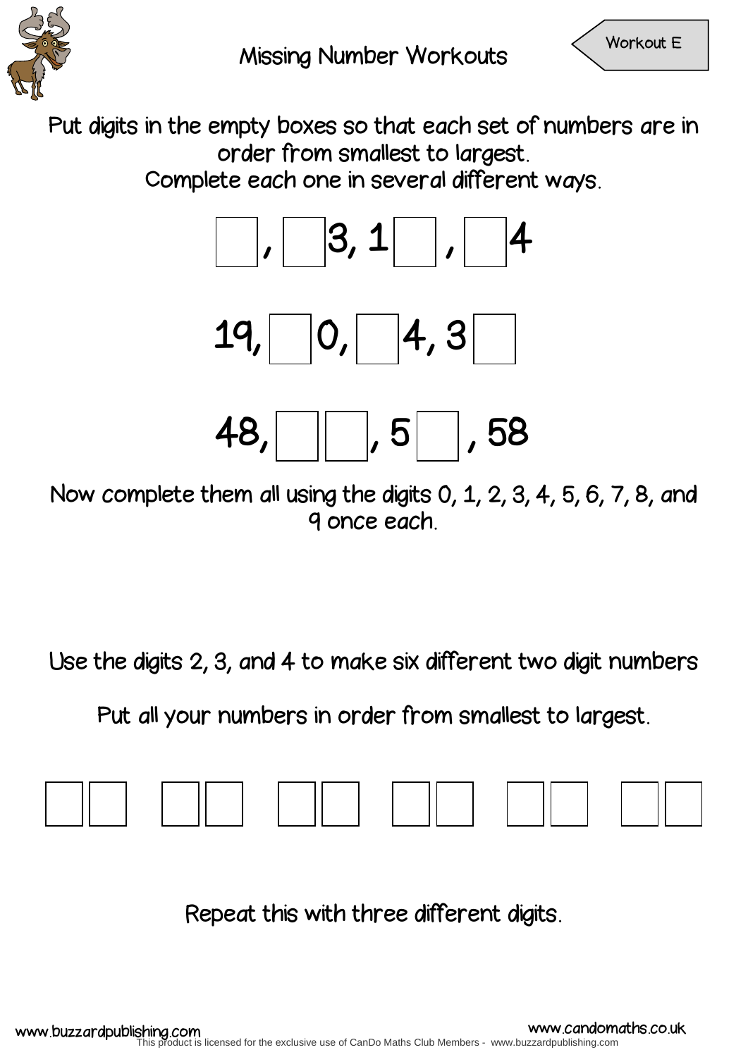# Missing Number Workouts

Workout E

Put digits in the empty boxes so that each set of numbers are in order from smallest to largest.
Complete each one in several different ways.

☐, ☐3, 1☐, ☐4

19, ☐0, ☐4, 3☐

48, ☐☐, 5☐, 58

Now complete them all using the digits 0, 1, 2, 3, 4, 5, 6, 7, 8, and 9 once each.

Use the digits 2, 3, and 4 to make six different two digit numbers

Put all your numbers in order from smallest to largest.

☐☐ ☐☐ ☐☐ ☐☐ ☐☐ ☐☐

Repeat this with three different digits.

www.buzzardpublishing.com www.candomaths.co.uk

This product is licensed for the exclusive use of CanDo Maths Club Members - www.buzzardpublishing.com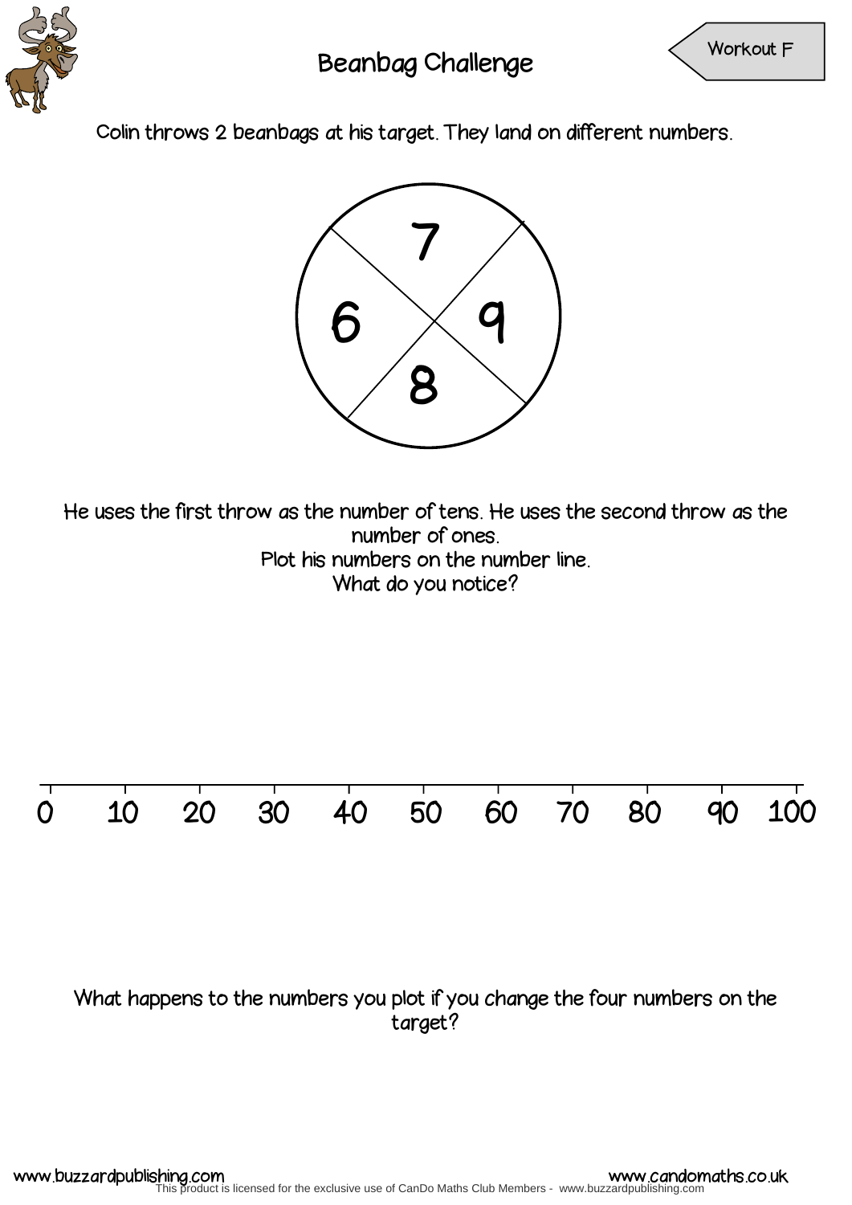# Beanbag Challenge

Workout F

Colin throws 2 beanbags at his target. They land on different numbers.

7

6 9

8

He uses the first throw as the number of tens. He uses the second throw as the number of ones.

Plot his numbers on the number line.

What do you notice?

0 10 20 30 40 50 60 70 80 90 100

What happens to the numbers you plot if you change the four numbers on the target?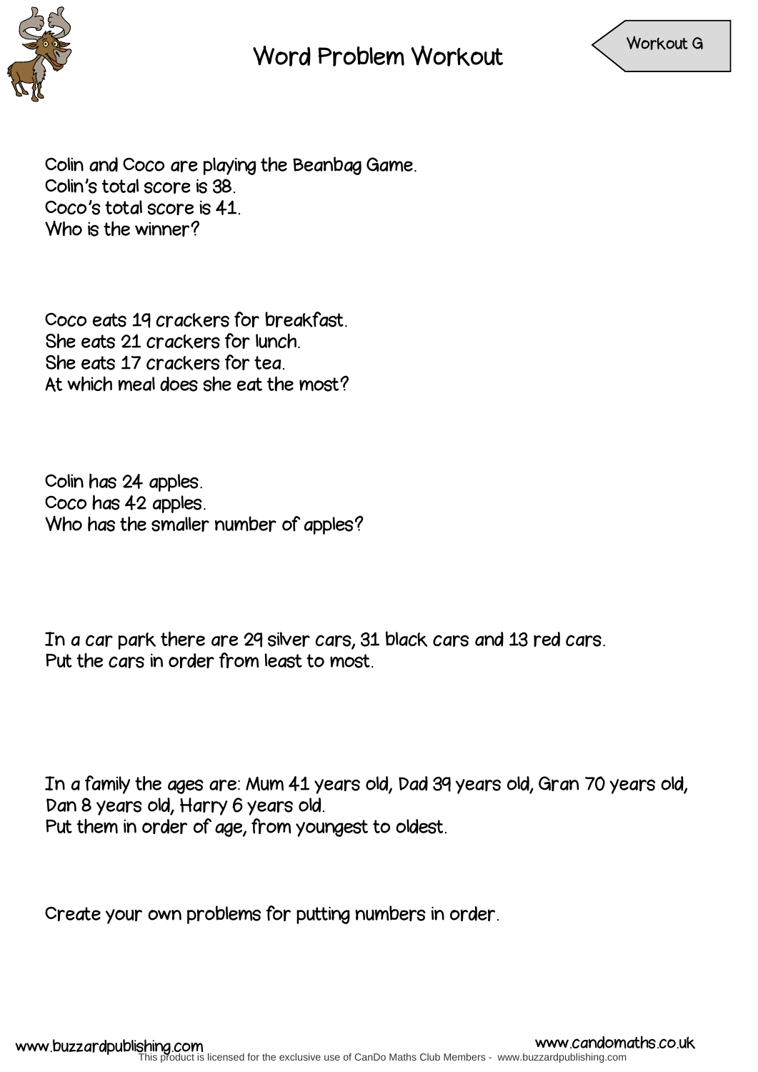# Word Problem Workout

Workout G

Colin and Coco are playing the Beanbag Game.
Colin's total score is 38.
Coco's total score is 41.
Who is the winner?

Coco eats 19 crackers for breakfast.
She eats 21 crackers for lunch.
She eats 17 crackers for tea.
At which meal does she eat the most?

Colin has 24 apples.
Coco has 42 apples.
Who has the smaller number of apples?

In a car park there are 29 silver cars, 31 black cars and 13 red cars.
Put the cars in order from least to most.

In a family the ages are: Mum 41 years old, Dad 39 years old, Gran 70 years old, Dan 8 years old, Harry 6 years old.
Put them in order of age, from youngest to oldest.

Create your own problems for putting numbers in order.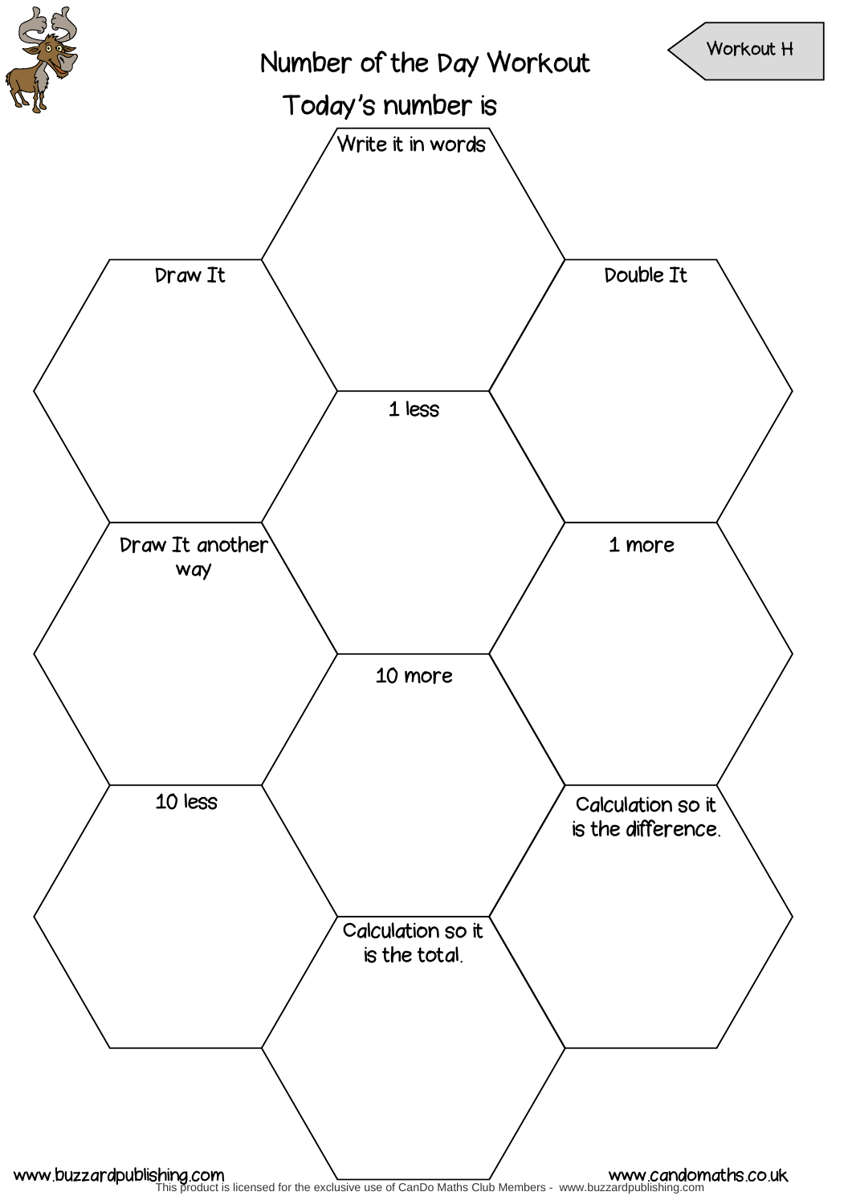Workout H

# Number of the Day Workout

## Today's number is

Write it in words

Draw It

Double It

1 less

Draw It another way

1 more

10 more

10 less

Calculation so it is the difference.

Calculation so it is the total.

www.buzzardpublishing.com

www.candomaths.co.uk

This product is licensed for the exclusive use of CanDo Maths Club Members - www.buzzardpublishing.com